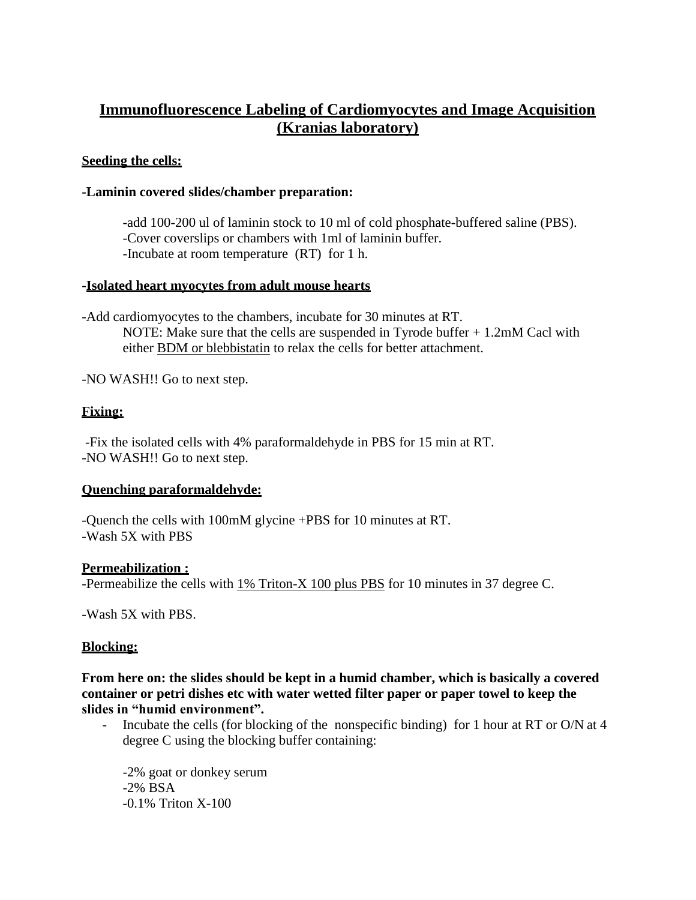# Immunofluorescence Labeling of Cardiomyocytes and Image Acquisition (Kranias laboratory)

**Seeding the cells:**

-**Laminin covered slides/chamber preparation:**

-add 100-200 ul of laminin stock to 10 ml of cold phosphate-buffered saline (PBS).
-Cover coverslips or chambers with 1ml of laminin buffer.
-Incubate at room temperature (RT) for 1 h.

-**Isolated heart myocytes from adult mouse hearts**

-Add cardiomyocytes to the chambers, incubate for 30 minutes at RT.
NOTE: Make sure that the cells are suspended in Tyrode buffer + 1.2mM Cacl with either BDM or blebbistatin to relax the cells for better attachment.

-NO WASH!! Go to next step.

**Fixing:**

-Fix the isolated cells with 4% paraformaldehyde in PBS for 15 min at RT.
-NO WASH!! Go to next step.

**Quenching paraformaldehyde:**

-Quench the cells with 100mM glycine +PBS for 10 minutes at RT.
-Wash 5X with PBS

**Permeabilization :**

-Permeabilize the cells with 1% Triton-X 100 plus PBS for 10 minutes in 37 degree C.

-Wash 5X with PBS.

**Blocking:**

**From here on: the slides should be kept in a humid chamber, which is basically a covered container or petri dishes etc with water wetted filter paper or paper towel to keep the slides in "humid environment".**

- Incubate the cells (for blocking of the nonspecific binding) for 1 hour at RT or O/N at 4 degree C using the blocking buffer containing:

  -2% goat or donkey serum
  -2% BSA
  -0.1% Triton X-100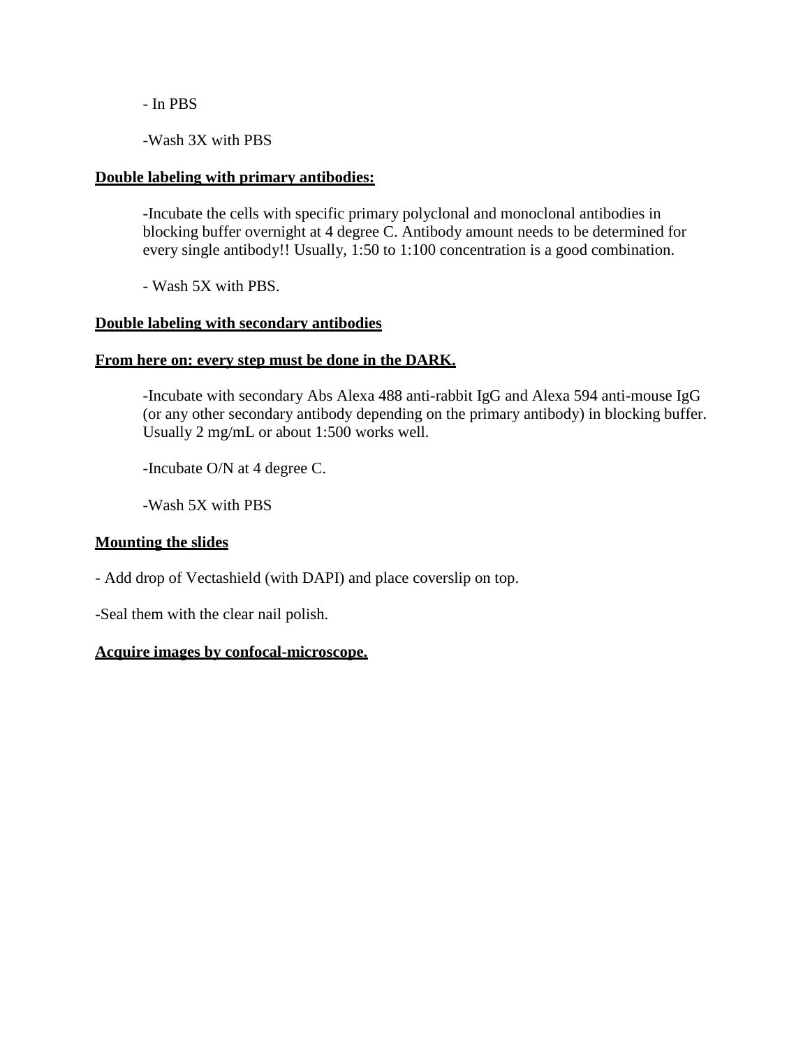- In PBS

-Wash 3X with PBS

**Double labeling with primary antibodies:**

-Incubate the cells with specific primary polyclonal and monoclonal antibodies in blocking buffer overnight at 4 degree C. Antibody amount needs to be determined for every single antibody!! Usually, 1:50 to 1:100 concentration is a good combination.

- Wash 5X with PBS.

**Double labeling with secondary antibodies**

**From here on: every step must be done in the DARK.**

-Incubate with secondary Abs Alexa 488 anti-rabbit IgG and Alexa 594 anti-mouse IgG (or any other secondary antibody depending on the primary antibody) in blocking buffer. Usually 2 mg/mL or about 1:500 works well.

-Incubate O/N at 4 degree C.

-Wash 5X with PBS

**Mounting the slides**

- Add drop of Vectashield (with DAPI) and place coverslip on top.

-Seal them with the clear nail polish.

**Acquire images by confocal-microscope.**